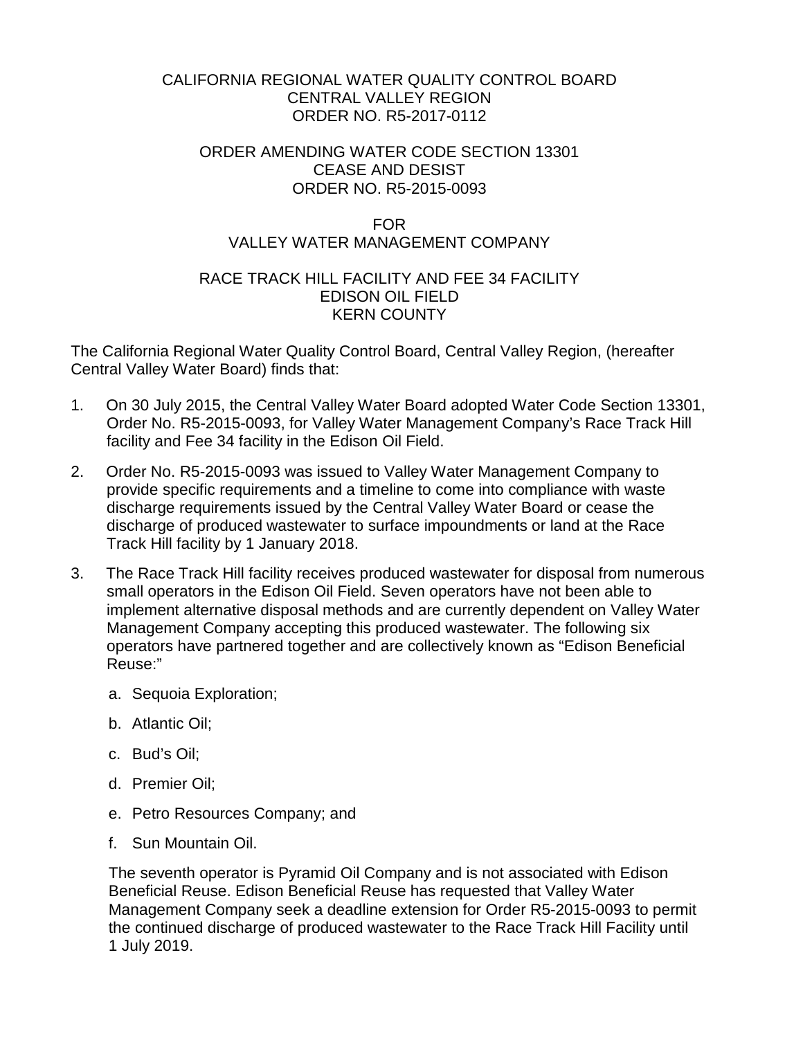# CALIFORNIA REGIONAL WATER QUALITY CONTROL BOARD
# CENTRAL VALLEY REGION
# ORDER NO. R5-2017-0112

## ORDER AMENDING WATER CODE SECTION 13301
## CEASE AND DESIST
## ORDER NO. R5-2015-0093

## FOR
## VALLEY WATER MANAGEMENT COMPANY

## RACE TRACK HILL FACILITY AND FEE 34 FACILITY
## EDISON OIL FIELD
## KERN COUNTY

The California Regional Water Quality Control Board, Central Valley Region, (hereafter Central Valley Water Board) finds that:

1. On 30 July 2015, the Central Valley Water Board adopted Water Code Section 13301, Order No. R5-2015-0093, for Valley Water Management Company's Race Track Hill facility and Fee 34 facility in the Edison Oil Field.

2. Order No. R5-2015-0093 was issued to Valley Water Management Company to provide specific requirements and a timeline to come into compliance with waste discharge requirements issued by the Central Valley Water Board or cease the discharge of produced wastewater to surface impoundments or land at the Race Track Hill facility by 1 January 2018.

3. The Race Track Hill facility receives produced wastewater for disposal from numerous small operators in the Edison Oil Field. Seven operators have not been able to implement alternative disposal methods and are currently dependent on Valley Water Management Company accepting this produced wastewater. The following six operators have partnered together and are collectively known as "Edison Beneficial Reuse:"

   a. Sequoia Exploration;

   b. Atlantic Oil;

   c. Bud's Oil;

   d. Premier Oil;

   e. Petro Resources Company; and

   f. Sun Mountain Oil.

   The seventh operator is Pyramid Oil Company and is not associated with Edison Beneficial Reuse. Edison Beneficial Reuse has requested that Valley Water Management Company seek a deadline extension for Order R5-2015-0093 to permit the continued discharge of produced wastewater to the Race Track Hill Facility until 1 July 2019.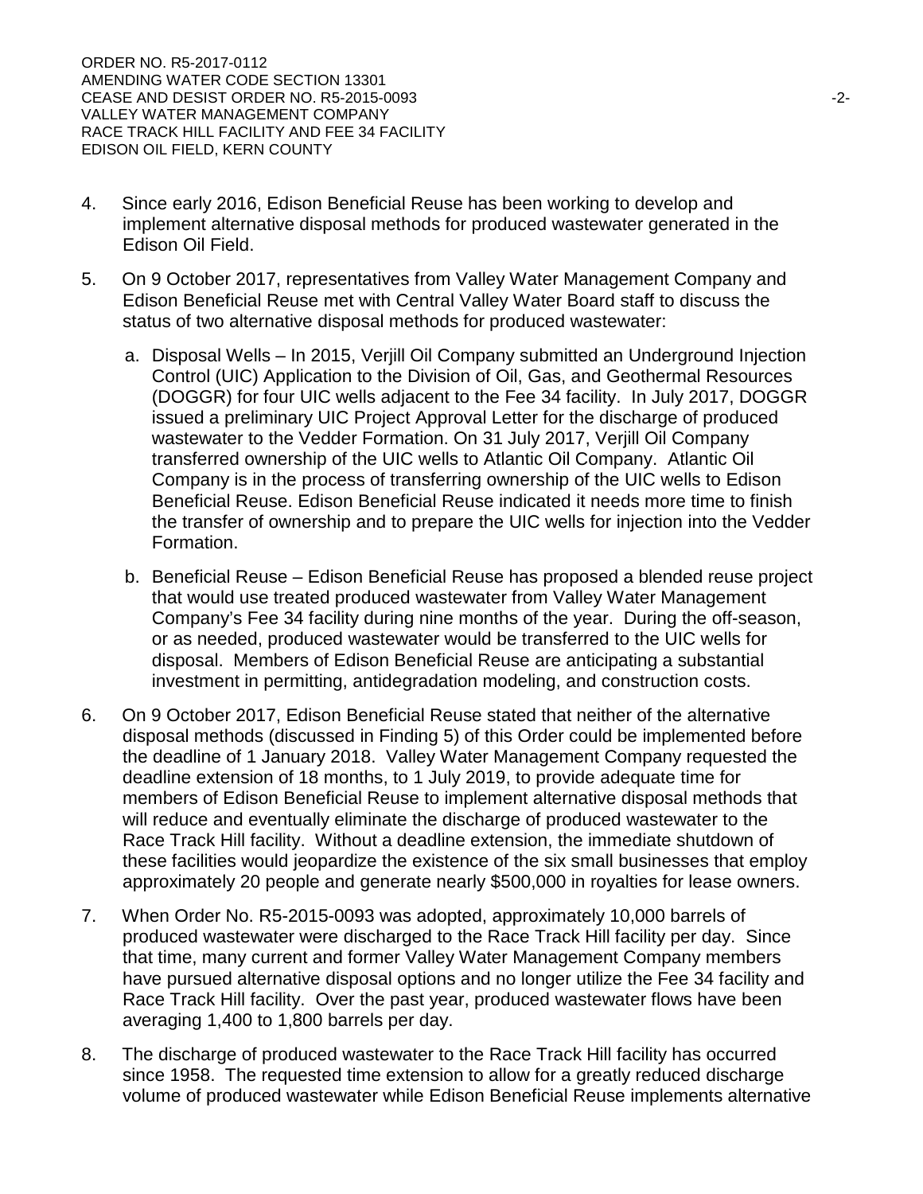4. Since early 2016, Edison Beneficial Reuse has been working to develop and implement alternative disposal methods for produced wastewater generated in the Edison Oil Field.

5. On 9 October 2017, representatives from Valley Water Management Company and Edison Beneficial Reuse met with Central Valley Water Board staff to discuss the status of two alternative disposal methods for produced wastewater:

   a. Disposal Wells – In 2015, Verjill Oil Company submitted an Underground Injection Control (UIC) Application to the Division of Oil, Gas, and Geothermal Resources (DOGGR) for four UIC wells adjacent to the Fee 34 facility. In July 2017, DOGGR issued a preliminary UIC Project Approval Letter for the discharge of produced wastewater to the Vedder Formation. On 31 July 2017, Verjill Oil Company transferred ownership of the UIC wells to Atlantic Oil Company. Atlantic Oil Company is in the process of transferring ownership of the UIC wells to Edison Beneficial Reuse. Edison Beneficial Reuse indicated it needs more time to finish the transfer of ownership and to prepare the UIC wells for injection into the Vedder Formation.

   b. Beneficial Reuse – Edison Beneficial Reuse has proposed a blended reuse project that would use treated produced wastewater from Valley Water Management Company's Fee 34 facility during nine months of the year. During the off-season, or as needed, produced wastewater would be transferred to the UIC wells for disposal. Members of Edison Beneficial Reuse are anticipating a substantial investment in permitting, antidegradation modeling, and construction costs.

6. On 9 October 2017, Edison Beneficial Reuse stated that neither of the alternative disposal methods (discussed in Finding 5) of this Order could be implemented before the deadline of 1 January 2018. Valley Water Management Company requested the deadline extension of 18 months, to 1 July 2019, to provide adequate time for members of Edison Beneficial Reuse to implement alternative disposal methods that will reduce and eventually eliminate the discharge of produced wastewater to the Race Track Hill facility. Without a deadline extension, the immediate shutdown of these facilities would jeopardize the existence of the six small businesses that employ approximately 20 people and generate nearly $500,000 in royalties for lease owners.

7. When Order No. R5-2015-0093 was adopted, approximately 10,000 barrels of produced wastewater were discharged to the Race Track Hill facility per day. Since that time, many current and former Valley Water Management Company members have pursued alternative disposal options and no longer utilize the Fee 34 facility and Race Track Hill facility. Over the past year, produced wastewater flows have been averaging 1,400 to 1,800 barrels per day.

8. The discharge of produced wastewater to the Race Track Hill facility has occurred since 1958. The requested time extension to allow for a greatly reduced discharge volume of produced wastewater while Edison Beneficial Reuse implements alternative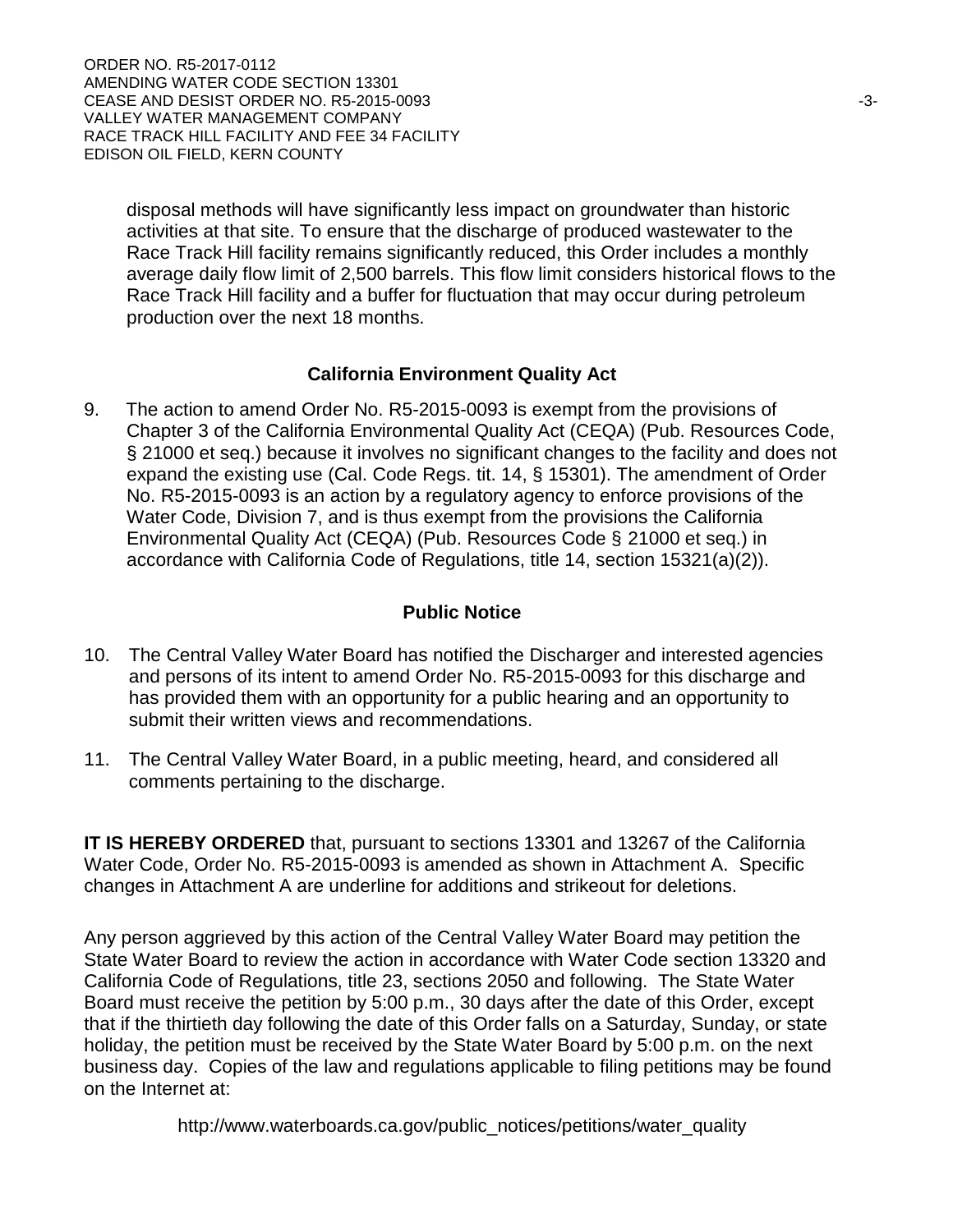disposal methods will have significantly less impact on groundwater than historic activities at that site. To ensure that the discharge of produced wastewater to the Race Track Hill facility remains significantly reduced, this Order includes a monthly average daily flow limit of 2,500 barrels. This flow limit considers historical flows to the Race Track Hill facility and a buffer for fluctuation that may occur during petroleum production over the next 18 months.

## California Environment Quality Act

9. The action to amend Order No. R5-2015-0093 is exempt from the provisions of Chapter 3 of the California Environmental Quality Act (CEQA) (Pub. Resources Code, § 21000 et seq.) because it involves no significant changes to the facility and does not expand the existing use (Cal. Code Regs. tit. 14, § 15301). The amendment of Order No. R5-2015-0093 is an action by a regulatory agency to enforce provisions of the Water Code, Division 7, and is thus exempt from the provisions the California Environmental Quality Act (CEQA) (Pub. Resources Code § 21000 et seq.) in accordance with California Code of Regulations, title 14, section 15321(a)(2)).

## Public Notice

10. The Central Valley Water Board has notified the Discharger and interested agencies and persons of its intent to amend Order No. R5-2015-0093 for this discharge and has provided them with an opportunity for a public hearing and an opportunity to submit their written views and recommendations.

11. The Central Valley Water Board, in a public meeting, heard, and considered all comments pertaining to the discharge.

**IT IS HEREBY ORDERED** that, pursuant to sections 13301 and 13267 of the California Water Code, Order No. R5-2015-0093 is amended as shown in Attachment A. Specific changes in Attachment A are underline for additions and strikeout for deletions.

Any person aggrieved by this action of the Central Valley Water Board may petition the State Water Board to review the action in accordance with Water Code section 13320 and California Code of Regulations, title 23, sections 2050 and following. The State Water Board must receive the petition by 5:00 p.m., 30 days after the date of this Order, except that if the thirtieth day following the date of this Order falls on a Saturday, Sunday, or state holiday, the petition must be received by the State Water Board by 5:00 p.m. on the next business day. Copies of the law and regulations applicable to filing petitions may be found on the Internet at:

http://www.waterboards.ca.gov/public_notices/petitions/water_quality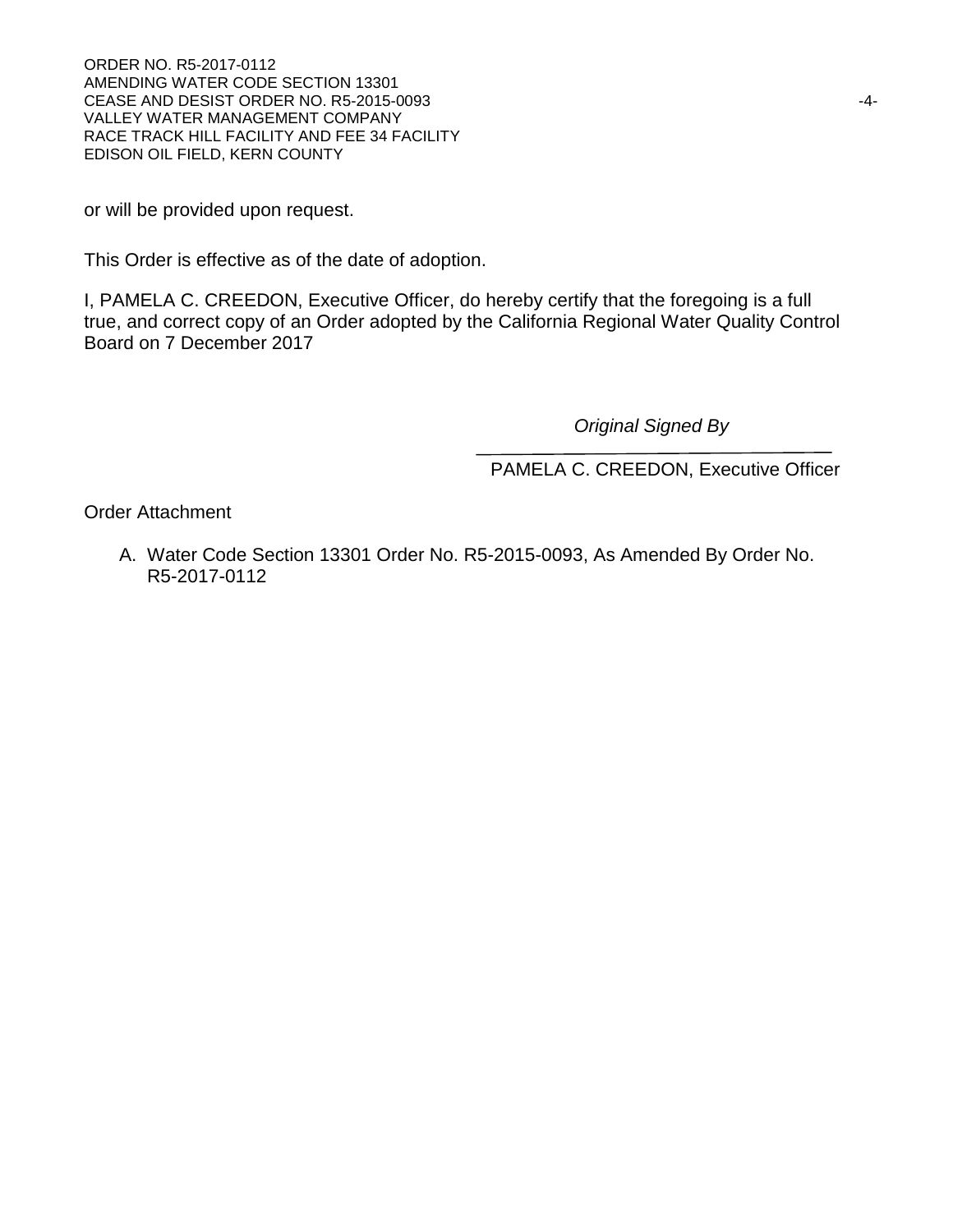or will be provided upon request.

This Order is effective as of the date of adoption.

I, PAMELA C. CREEDON, Executive Officer, do hereby certify that the foregoing is a full true, and correct copy of an Order adopted by the California Regional Water Quality Control Board on 7 December 2017

*Original Signed By*

PAMELA C. CREEDON, Executive Officer

Order Attachment

A. Water Code Section 13301 Order No. R5-2015-0093, As Amended By Order No. R5-2017-0112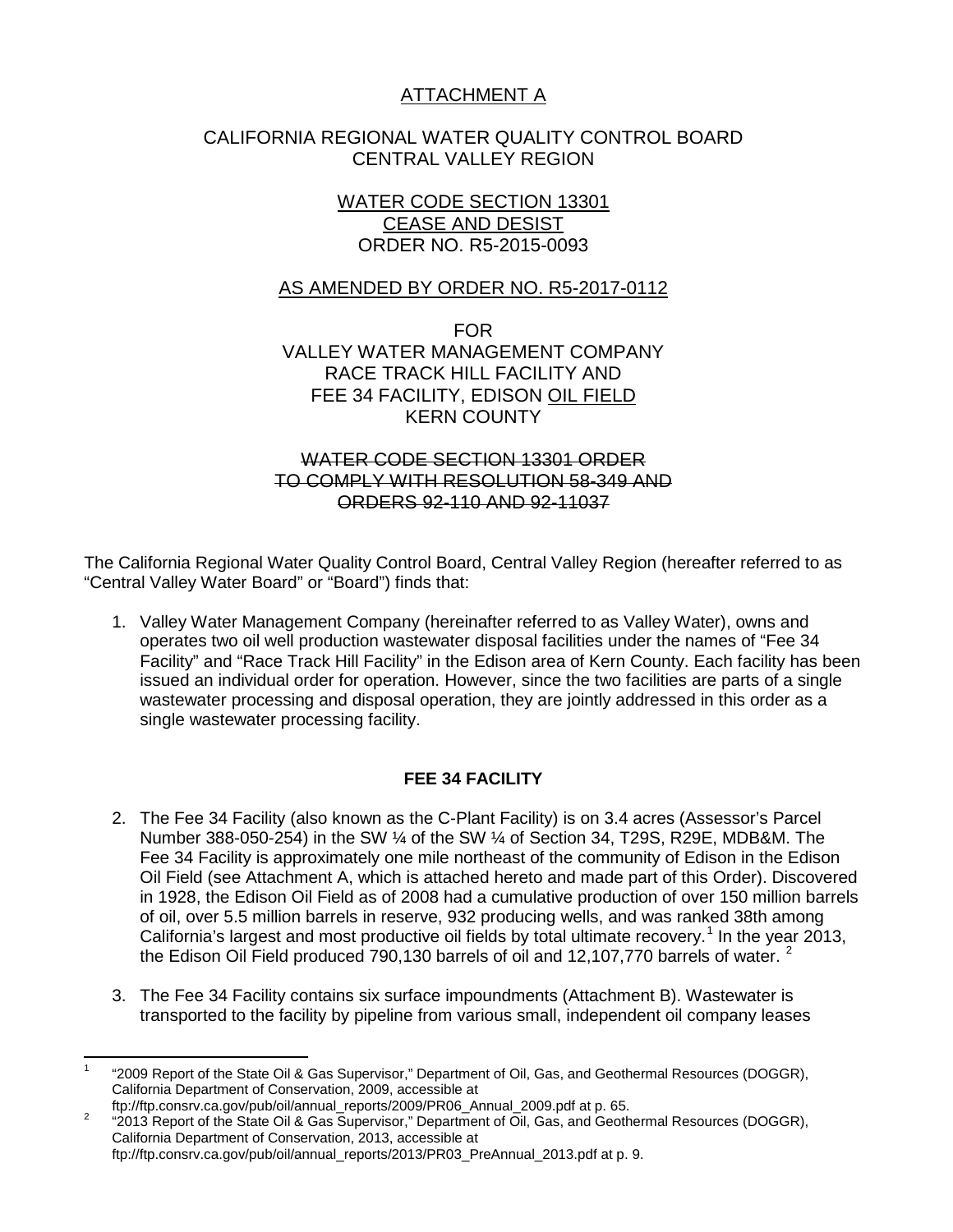ATTACHMENT A

CALIFORNIA REGIONAL WATER QUALITY CONTROL BOARD
CENTRAL VALLEY REGION

WATER CODE SECTION 13301
CEASE AND DESIST
ORDER NO. R5-2015-0093

AS AMENDED BY ORDER NO. R5-2017-0112

FOR
VALLEY WATER MANAGEMENT COMPANY
RACE TRACK HILL FACILITY AND
FEE 34 FACILITY, EDISON OIL FIELD
KERN COUNTY

~~WATER CODE SECTION 13301 ORDER TO COMPLY WITH RESOLUTION 58-349 AND ORDERS 92-110 AND 92-11037~~

The California Regional Water Quality Control Board, Central Valley Region (hereafter referred to as "Central Valley Water Board" or "Board") finds that:

1. Valley Water Management Company (hereinafter referred to as Valley Water), owns and operates two oil well production wastewater disposal facilities under the names of "Fee 34 Facility" and "Race Track Hill Facility" in the Edison area of Kern County. Each facility has been issued an individual order for operation. However, since the two facilities are parts of a single wastewater processing and disposal operation, they are jointly addressed in this order as a single wastewater processing facility.

**FEE 34 FACILITY**

2. The Fee 34 Facility (also known as the C-Plant Facility) is on 3.4 acres (Assessor's Parcel Number 388-050-254) in the SW ¼ of the SW ¼ of Section 34, T29S, R29E, MDB&M. The Fee 34 Facility is approximately one mile northeast of the community of Edison in the Edison Oil Field (see Attachment A, which is attached hereto and made part of this Order). Discovered in 1928, the Edison Oil Field as of 2008 had a cumulative production of over 150 million barrels of oil, over 5.5 million barrels in reserve, 932 producing wells, and was ranked 38th among California's largest and most productive oil fields by total ultimate recovery.[1] In the year 2013, the Edison Oil Field produced 790,130 barrels of oil and 12,107,770 barrels of water. [2]

3. The Fee 34 Facility contains six surface impoundments (Attachment B). Wastewater is transported to the facility by pipeline from various small, independent oil company leases

[1] "2009 Report of the State Oil & Gas Supervisor," Department of Oil, Gas, and Geothermal Resources (DOGGR), California Department of Conservation, 2009, accessible at ftp://ftp.consrv.ca.gov/pub/oil/annual_reports/2009/PR06_Annual_2009.pdf at p. 65.

[2] "2013 Report of the State Oil & Gas Supervisor," Department of Oil, Gas, and Geothermal Resources (DOGGR), California Department of Conservation, 2013, accessible at ftp://ftp.consrv.ca.gov/pub/oil/annual_reports/2013/PR03_PreAnnual_2013.pdf at p. 9.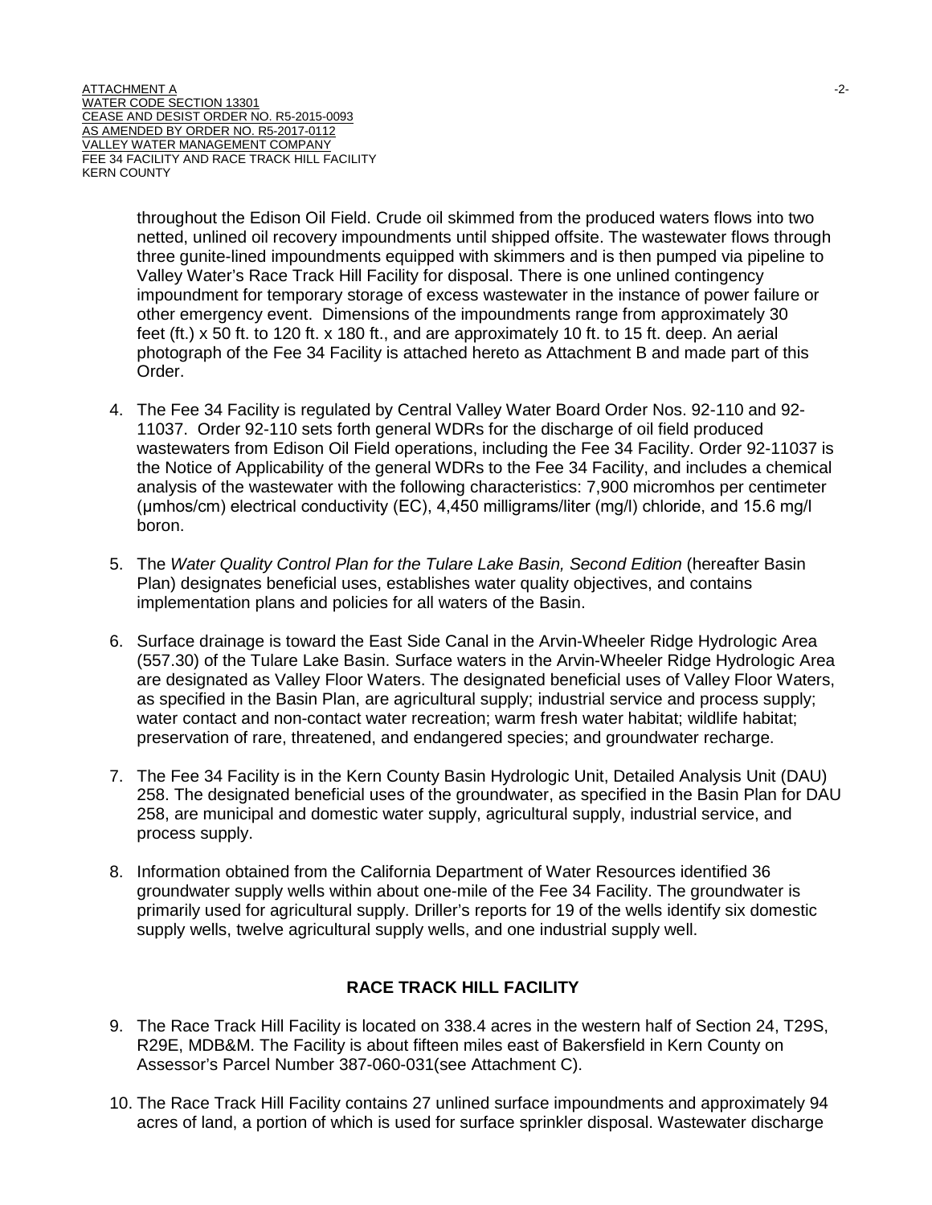throughout the Edison Oil Field. Crude oil skimmed from the produced waters flows into two netted, unlined oil recovery impoundments until shipped offsite. The wastewater flows through three gunite-lined impoundments equipped with skimmers and is then pumped via pipeline to Valley Water's Race Track Hill Facility for disposal. There is one unlined contingency impoundment for temporary storage of excess wastewater in the instance of power failure or other emergency event. Dimensions of the impoundments range from approximately 30 feet (ft.) x 50 ft. to 120 ft. x 180 ft., and are approximately 10 ft. to 15 ft. deep. An aerial photograph of the Fee 34 Facility is attached hereto as Attachment B and made part of this Order.

4. The Fee 34 Facility is regulated by Central Valley Water Board Order Nos. 92-110 and 92-11037. Order 92-110 sets forth general WDRs for the discharge of oil field produced wastewaters from Edison Oil Field operations, including the Fee 34 Facility. Order 92-11037 is the Notice of Applicability of the general WDRs to the Fee 34 Facility, and includes a chemical analysis of the wastewater with the following characteristics: 7,900 micromhos per centimeter (μmhos/cm) electrical conductivity (EC), 4,450 milligrams/liter (mg/l) chloride, and 15.6 mg/l boron.

5. The *Water Quality Control Plan for the Tulare Lake Basin, Second Edition* (hereafter Basin Plan) designates beneficial uses, establishes water quality objectives, and contains implementation plans and policies for all waters of the Basin.

6. Surface drainage is toward the East Side Canal in the Arvin-Wheeler Ridge Hydrologic Area (557.30) of the Tulare Lake Basin. Surface waters in the Arvin-Wheeler Ridge Hydrologic Area are designated as Valley Floor Waters. The designated beneficial uses of Valley Floor Waters, as specified in the Basin Plan, are agricultural supply; industrial service and process supply; water contact and non-contact water recreation; warm fresh water habitat; wildlife habitat; preservation of rare, threatened, and endangered species; and groundwater recharge.

7. The Fee 34 Facility is in the Kern County Basin Hydrologic Unit, Detailed Analysis Unit (DAU) 258. The designated beneficial uses of the groundwater, as specified in the Basin Plan for DAU 258, are municipal and domestic water supply, agricultural supply, industrial service, and process supply.

8. Information obtained from the California Department of Water Resources identified 36 groundwater supply wells within about one-mile of the Fee 34 Facility. The groundwater is primarily used for agricultural supply. Driller's reports for 19 of the wells identify six domestic supply wells, twelve agricultural supply wells, and one industrial supply well.

## RACE TRACK HILL FACILITY

9. The Race Track Hill Facility is located on 338.4 acres in the western half of Section 24, T29S, R29E, MDB&M. The Facility is about fifteen miles east of Bakersfield in Kern County on Assessor's Parcel Number 387-060-031(see Attachment C).

10. The Race Track Hill Facility contains 27 unlined surface impoundments and approximately 94 acres of land, a portion of which is used for surface sprinkler disposal. Wastewater discharge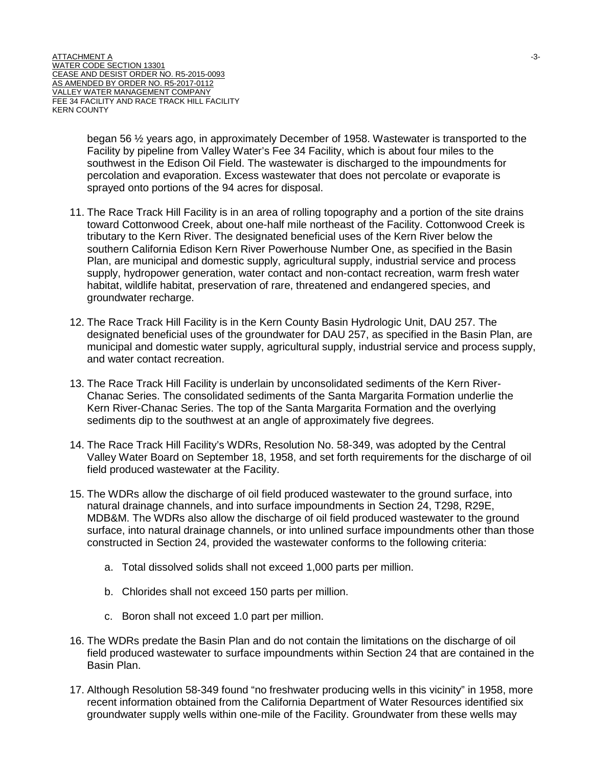began 56 ½ years ago, in approximately December of 1958. Wastewater is transported to the Facility by pipeline from Valley Water's Fee 34 Facility, which is about four miles to the southwest in the Edison Oil Field. The wastewater is discharged to the impoundments for percolation and evaporation. Excess wastewater that does not percolate or evaporate is sprayed onto portions of the 94 acres for disposal.

11. The Race Track Hill Facility is in an area of rolling topography and a portion of the site drains toward Cottonwood Creek, about one-half mile northeast of the Facility. Cottonwood Creek is tributary to the Kern River. The designated beneficial uses of the Kern River below the southern California Edison Kern River Powerhouse Number One, as specified in the Basin Plan, are municipal and domestic supply, agricultural supply, industrial service and process supply, hydropower generation, water contact and non-contact recreation, warm fresh water habitat, wildlife habitat, preservation of rare, threatened and endangered species, and groundwater recharge.

12. The Race Track Hill Facility is in the Kern County Basin Hydrologic Unit, DAU 257. The designated beneficial uses of the groundwater for DAU 257, as specified in the Basin Plan, are municipal and domestic water supply, agricultural supply, industrial service and process supply, and water contact recreation.

13. The Race Track Hill Facility is underlain by unconsolidated sediments of the Kern River-Chanac Series. The consolidated sediments of the Santa Margarita Formation underlie the Kern River-Chanac Series. The top of the Santa Margarita Formation and the overlying sediments dip to the southwest at an angle of approximately five degrees.

14. The Race Track Hill Facility's WDRs, Resolution No. 58-349, was adopted by the Central Valley Water Board on September 18, 1958, and set forth requirements for the discharge of oil field produced wastewater at the Facility.

15. The WDRs allow the discharge of oil field produced wastewater to the ground surface, into natural drainage channels, and into surface impoundments in Section 24, T29S, R29E, MDB&M. The WDRs also allow the discharge of oil field produced wastewater to the ground surface, into natural drainage channels, or into unlined surface impoundments other than those constructed in Section 24, provided the wastewater conforms to the following criteria:

    a. Total dissolved solids shall not exceed 1,000 parts per million.

    b. Chlorides shall not exceed 150 parts per million.

    c. Boron shall not exceed 1.0 part per million.

16. The WDRs predate the Basin Plan and do not contain the limitations on the discharge of oil field produced wastewater to surface impoundments within Section 24 that are contained in the Basin Plan.

17. Although Resolution 58-349 found "no freshwater producing wells in this vicinity" in 1958, more recent information obtained from the California Department of Water Resources identified six groundwater supply wells within one-mile of the Facility. Groundwater from these wells may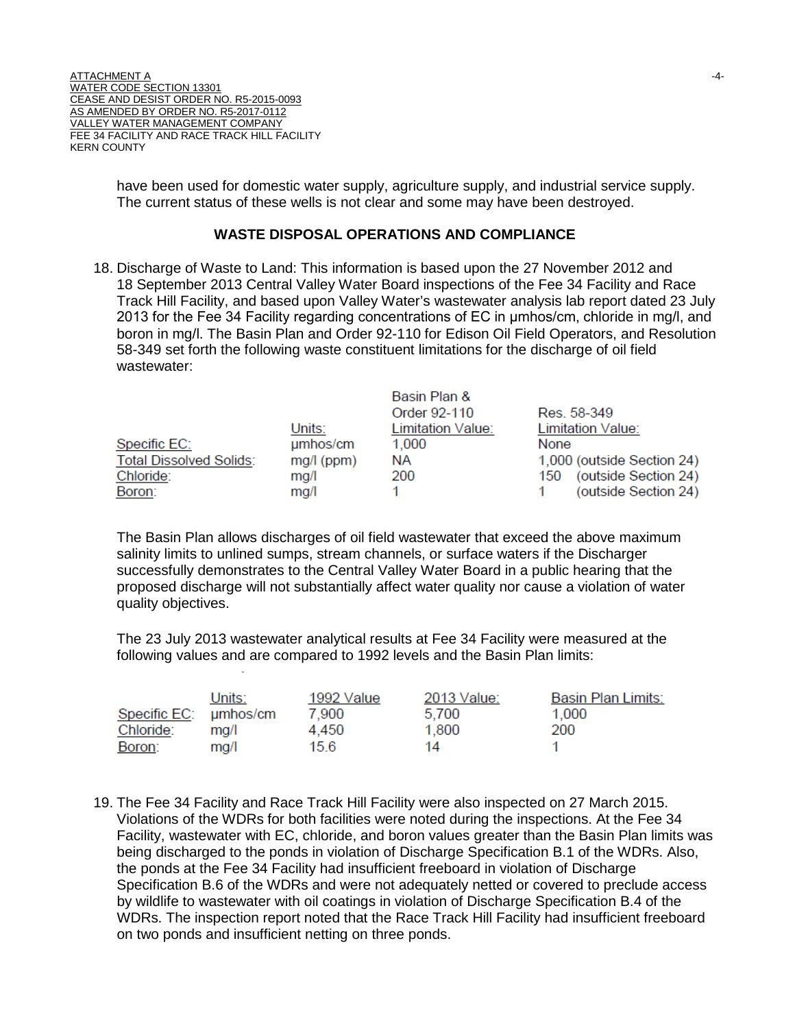have been used for domestic water supply, agriculture supply, and industrial service supply. The current status of these wells is not clear and some may have been destroyed.

## WASTE DISPOSAL OPERATIONS AND COMPLIANCE

18. Discharge of Waste to Land: This information is based upon the 27 November 2012 and 18 September 2013 Central Valley Water Board inspections of the Fee 34 Facility and Race Track Hill Facility, and based upon Valley Water's wastewater analysis lab report dated 23 July 2013 for the Fee 34 Facility regarding concentrations of EC in μmhos/cm, chloride in mg/l, and boron in mg/l. The Basin Plan and Order 92-110 for Edison Oil Field Operators, and Resolution 58-349 set forth the following waste constituent limitations for the discharge of oil field wastewater:

| | Units: | Basin Plan & Order 92-110 Limitation Value: | Res. 58-349 Limitation Value: |
|---|---|---|---|
| Specific EC: | μmhos/cm | 1,000 | None |
| Total Dissolved Solids: | mg/l (ppm) | NA | 1,000 (outside Section 24) |
| Chloride: | mg/l | 200 | 150 (outside Section 24) |
| Boron: | mg/l | 1 | 1 (outside Section 24) |

The Basin Plan allows discharges of oil field wastewater that exceed the above maximum salinity limits to unlined sumps, stream channels, or surface waters if the Discharger successfully demonstrates to the Central Valley Water Board in a public hearing that the proposed discharge will not substantially affect water quality nor cause a violation of water quality objectives.

The 23 July 2013 wastewater analytical results at Fee 34 Facility were measured at the following values and are compared to 1992 levels and the Basin Plan limits:

| | Units: | 1992 Value | 2013 Value: | Basin Plan Limits: |
|---|---|---|---|---|
| Specific EC: | μmhos/cm | 7,900 | 5,700 | 1,000 |
| Chloride: | mg/l | 4,450 | 1,800 | 200 |
| Boron: | mg/l | 15.6 | 14 | 1 |

19. The Fee 34 Facility and Race Track Hill Facility were also inspected on 27 March 2015. Violations of the WDRs for both facilities were noted during the inspections. At the Fee 34 Facility, wastewater with EC, chloride, and boron values greater than the Basin Plan limits was being discharged to the ponds in violation of Discharge Specification B.1 of the WDRs. Also, the ponds at the Fee 34 Facility had insufficient freeboard in violation of Discharge Specification B.6 of the WDRs and were not adequately netted or covered to preclude access by wildlife to wastewater with oil coatings in violation of Discharge Specification B.4 of the WDRs. The inspection report noted that the Race Track Hill Facility had insufficient freeboard on two ponds and insufficient netting on three ponds.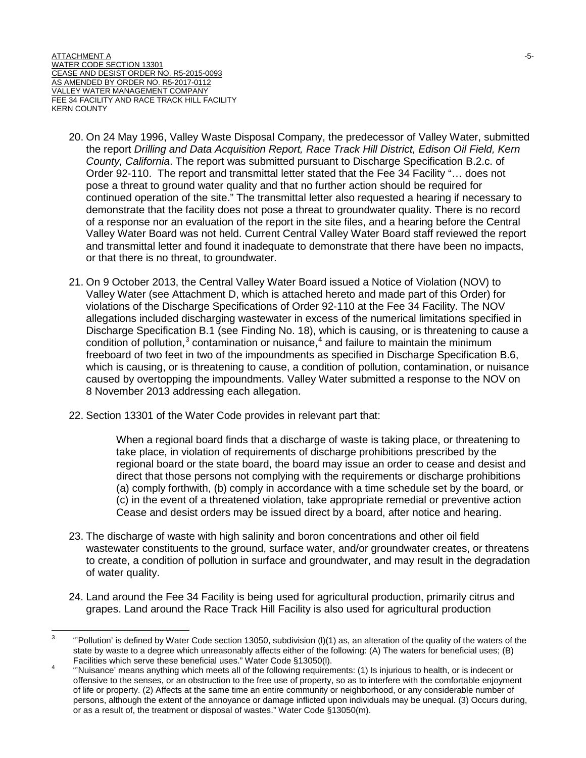20. On 24 May 1996, Valley Waste Disposal Company, the predecessor of Valley Water, submitted the report *Drilling and Data Acquisition Report, Race Track Hill District, Edison Oil Field, Kern County, California*. The report was submitted pursuant to Discharge Specification B.2.c. of Order 92-110. The report and transmittal letter stated that the Fee 34 Facility "… does not pose a threat to ground water quality and that no further action should be required for continued operation of the site." The transmittal letter also requested a hearing if necessary to demonstrate that the facility does not pose a threat to groundwater quality. There is no record of a response nor an evaluation of the report in the site files, and a hearing before the Central Valley Water Board was not held. Current Central Valley Water Board staff reviewed the report and transmittal letter and found it inadequate to demonstrate that there have been no impacts, or that there is no threat, to groundwater.

21. On 9 October 2013, the Central Valley Water Board issued a Notice of Violation (NOV) to Valley Water (see Attachment D, which is attached hereto and made part of this Order) for violations of the Discharge Specifications of Order 92-110 at the Fee 34 Facility. The NOV allegations included discharging wastewater in excess of the numerical limitations specified in Discharge Specification B.1 (see Finding No. 18), which is causing, or is threatening to cause a condition of pollution,[3] contamination or nuisance,[4] and failure to maintain the minimum freeboard of two feet in two of the impoundments as specified in Discharge Specification B.6, which is causing, or is threatening to cause, a condition of pollution, contamination, or nuisance caused by overtopping the impoundments. Valley Water submitted a response to the NOV on 8 November 2013 addressing each allegation.

22. Section 13301 of the Water Code provides in relevant part that:

    When a regional board finds that a discharge of waste is taking place, or threatening to take place, in violation of requirements of discharge prohibitions prescribed by the regional board or the state board, the board may issue an order to cease and desist and direct that those persons not complying with the requirements or discharge prohibitions (a) comply forthwith, (b) comply in accordance with a time schedule set by the board, or (c) in the event of a threatened violation, take appropriate remedial or preventive action Cease and desist orders may be issued direct by a board, after notice and hearing.

23. The discharge of waste with high salinity and boron concentrations and other oil field wastewater constituents to the ground, surface water, and/or groundwater creates, or threatens to create, a condition of pollution in surface and groundwater, and may result in the degradation of water quality.

24. Land around the Fee 34 Facility is being used for agricultural production, primarily citrus and grapes. Land around the Race Track Hill Facility is also used for agricultural production

---

[3] "'Pollution' is defined by Water Code section 13050, subdivision (l)(1) as, an alteration of the quality of the waters of the state by waste to a degree which unreasonably affects either of the following: (A) The waters for beneficial uses; (B) Facilities which serve these beneficial uses." Water Code §13050(l).

[4] "'Nuisance' means anything which meets all of the following requirements: (1) Is injurious to health, or is indecent or offensive to the senses, or an obstruction to the free use of property, so as to interfere with the comfortable enjoyment of life or property. (2) Affects at the same time an entire community or neighborhood, or any considerable number of persons, although the extent of the annoyance or damage inflicted upon individuals may be unequal. (3) Occurs during, or as a result of, the treatment or disposal of wastes." Water Code §13050(m).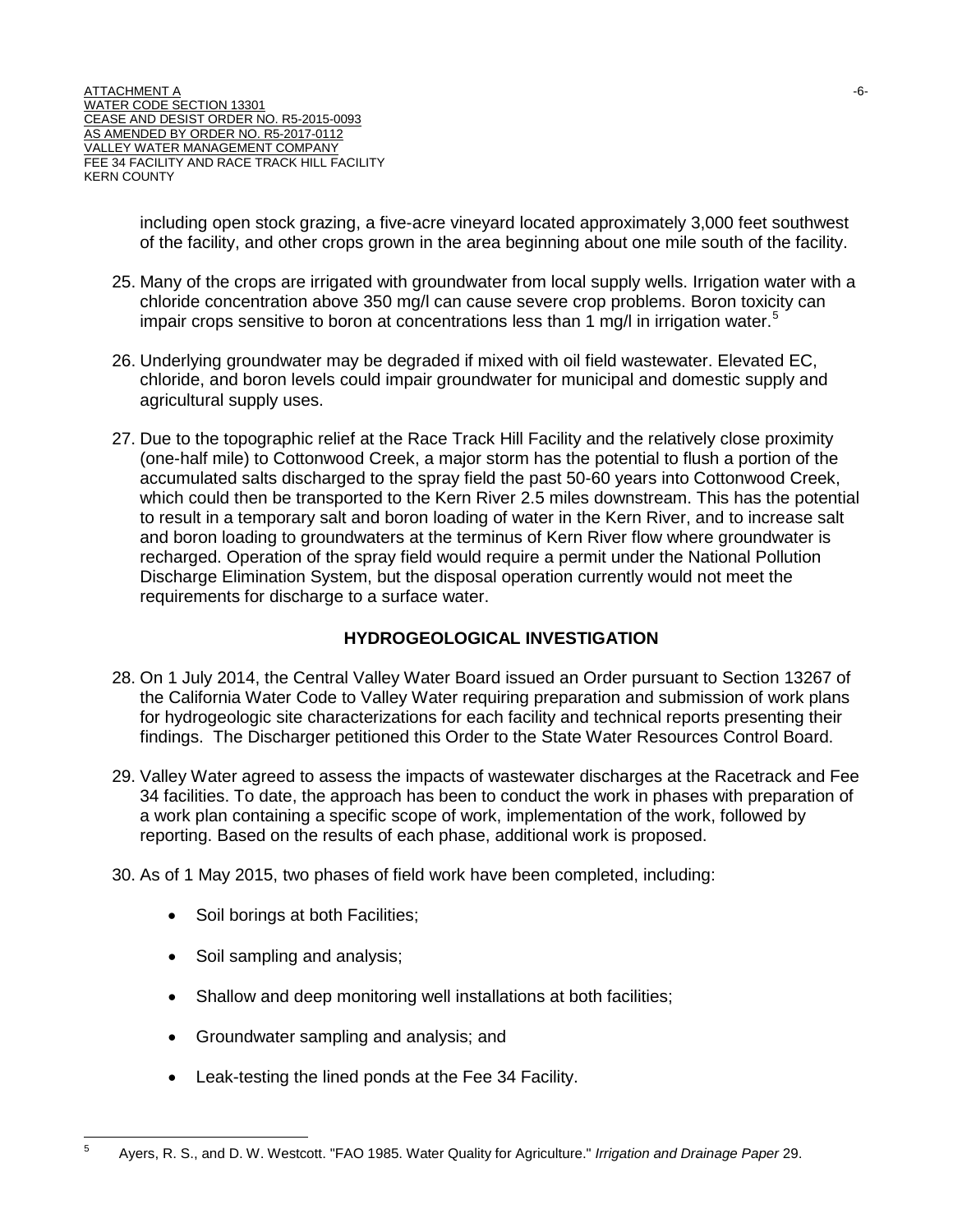including open stock grazing, a five-acre vineyard located approximately 3,000 feet southwest of the facility, and other crops grown in the area beginning about one mile south of the facility.

25. Many of the crops are irrigated with groundwater from local supply wells. Irrigation water with a chloride concentration above 350 mg/l can cause severe crop problems. Boron toxicity can impair crops sensitive to boron at concentrations less than 1 mg/l in irrigation water.[5]

26. Underlying groundwater may be degraded if mixed with oil field wastewater. Elevated EC, chloride, and boron levels could impair groundwater for municipal and domestic supply and agricultural supply uses.

27. Due to the topographic relief at the Race Track Hill Facility and the relatively close proximity (one-half mile) to Cottonwood Creek, a major storm has the potential to flush a portion of the accumulated salts discharged to the spray field the past 50-60 years into Cottonwood Creek, which could then be transported to the Kern River 2.5 miles downstream. This has the potential to result in a temporary salt and boron loading of water in the Kern River, and to increase salt and boron loading to groundwaters at the terminus of Kern River flow where groundwater is recharged. Operation of the spray field would require a permit under the National Pollution Discharge Elimination System, but the disposal operation currently would not meet the requirements for discharge to a surface water.

## HYDROGEOLOGICAL INVESTIGATION

28. On 1 July 2014, the Central Valley Water Board issued an Order pursuant to Section 13267 of the California Water Code to Valley Water requiring preparation and submission of work plans for hydrogeologic site characterizations for each facility and technical reports presenting their findings. The Discharger petitioned this Order to the State Water Resources Control Board.

29. Valley Water agreed to assess the impacts of wastewater discharges at the Racetrack and Fee 34 facilities. To date, the approach has been to conduct the work in phases with preparation of a work plan containing a specific scope of work, implementation of the work, followed by reporting. Based on the results of each phase, additional work is proposed.

30. As of 1 May 2015, two phases of field work have been completed, including:

    - Soil borings at both Facilities;
    - Soil sampling and analysis;
    - Shallow and deep monitoring well installations at both facilities;
    - Groundwater sampling and analysis; and
    - Leak-testing the lined ponds at the Fee 34 Facility.

[5] Ayers, R. S., and D. W. Westcott. "FAO 1985. Water Quality for Agriculture." *Irrigation and Drainage Paper* 29.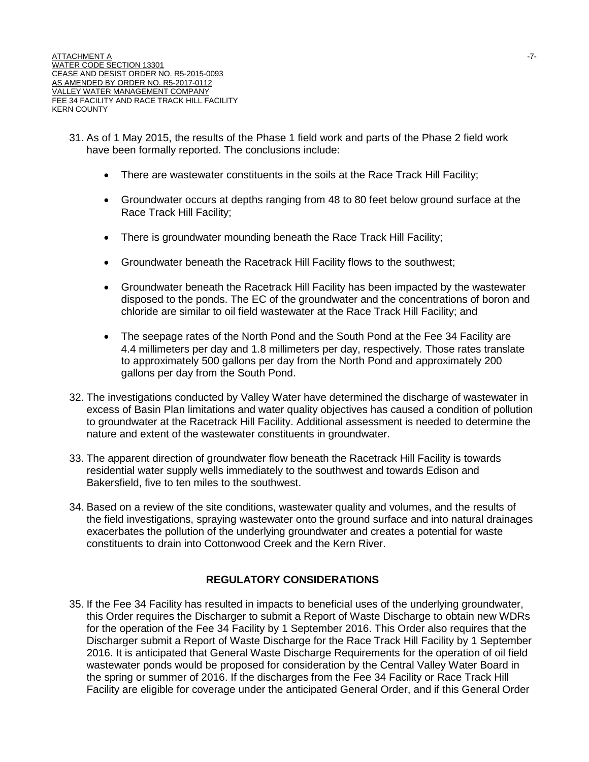31. As of 1 May 2015, the results of the Phase 1 field work and parts of the Phase 2 field work have been formally reported. The conclusions include:

   - There are wastewater constituents in the soils at the Race Track Hill Facility;
   - Groundwater occurs at depths ranging from 48 to 80 feet below ground surface at the Race Track Hill Facility;
   - There is groundwater mounding beneath the Race Track Hill Facility;
   - Groundwater beneath the Racetrack Hill Facility flows to the southwest;
   - Groundwater beneath the Racetrack Hill Facility has been impacted by the wastewater disposed to the ponds. The EC of the groundwater and the concentrations of boron and chloride are similar to oil field wastewater at the Race Track Hill Facility; and
   - The seepage rates of the North Pond and the South Pond at the Fee 34 Facility are 4.4 millimeters per day and 1.8 millimeters per day, respectively. Those rates translate to approximately 500 gallons per day from the North Pond and approximately 200 gallons per day from the South Pond.

32. The investigations conducted by Valley Water have determined the discharge of wastewater in excess of Basin Plan limitations and water quality objectives has caused a condition of pollution to groundwater at the Racetrack Hill Facility. Additional assessment is needed to determine the nature and extent of the wastewater constituents in groundwater.

33. The apparent direction of groundwater flow beneath the Racetrack Hill Facility is towards residential water supply wells immediately to the southwest and towards Edison and Bakersfield, five to ten miles to the southwest.

34. Based on a review of the site conditions, wastewater quality and volumes, and the results of the field investigations, spraying wastewater onto the ground surface and into natural drainages exacerbates the pollution of the underlying groundwater and creates a potential for waste constituents to drain into Cottonwood Creek and the Kern River.

## REGULATORY CONSIDERATIONS

35. If the Fee 34 Facility has resulted in impacts to beneficial uses of the underlying groundwater, this Order requires the Discharger to submit a Report of Waste Discharge to obtain new WDRs for the operation of the Fee 34 Facility by 1 September 2016. This Order also requires that the Discharger submit a Report of Waste Discharge for the Race Track Hill Facility by 1 September 2016. It is anticipated that General Waste Discharge Requirements for the operation of oil field wastewater ponds would be proposed for consideration by the Central Valley Water Board in the spring or summer of 2016. If the discharges from the Fee 34 Facility or Race Track Hill Facility are eligible for coverage under the anticipated General Order, and if this General Order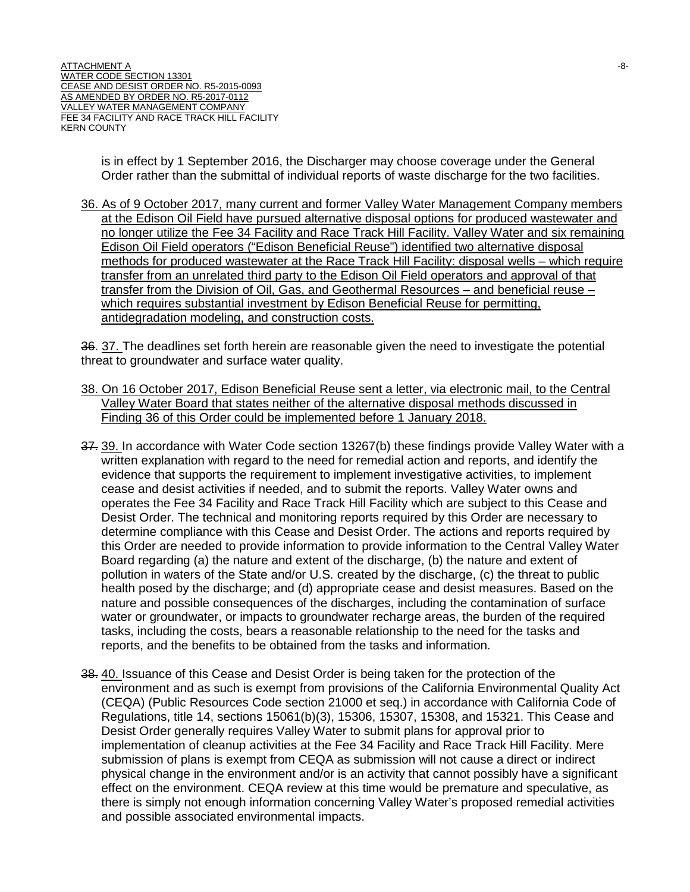is in effect by 1 September 2016, the Discharger may choose coverage under the General Order rather than the submittal of individual reports of waste discharge for the two facilities.

36. As of 9 October 2017, many current and former Valley Water Management Company members at the Edison Oil Field have pursued alternative disposal options for produced wastewater and no longer utilize the Fee 34 Facility and Race Track Hill Facility. Valley Water and six remaining Edison Oil Field operators ("Edison Beneficial Reuse") identified two alternative disposal methods for produced wastewater at the Race Track Hill Facility: disposal wells – which require transfer from an unrelated third party to the Edison Oil Field operators and approval of that transfer from the Division of Oil, Gas, and Geothermal Resources – and beneficial reuse – which requires substantial investment by Edison Beneficial Reuse for permitting, antidegradation modeling, and construction costs.

~~36.~~ 37. The deadlines set forth herein are reasonable given the need to investigate the potential threat to groundwater and surface water quality.

38. On 16 October 2017, Edison Beneficial Reuse sent a letter, via electronic mail, to the Central Valley Water Board that states neither of the alternative disposal methods discussed in Finding 36 of this Order could be implemented before 1 January 2018.

~~37.~~ 39. In accordance with Water Code section 13267(b) these findings provide Valley Water with a written explanation with regard to the need for remedial action and reports, and identify the evidence that supports the requirement to implement investigative activities, to implement cease and desist activities if needed, and to submit the reports. Valley Water owns and operates the Fee 34 Facility and Race Track Hill Facility which are subject to this Cease and Desist Order. The technical and monitoring reports required by this Order are necessary to determine compliance with this Cease and Desist Order. The actions and reports required by this Order are needed to provide information to provide information to the Central Valley Water Board regarding (a) the nature and extent of the discharge, (b) the nature and extent of pollution in waters of the State and/or U.S. created by the discharge, (c) the threat to public health posed by the discharge; and (d) appropriate cease and desist measures. Based on the nature and possible consequences of the discharges, including the contamination of surface water or groundwater, or impacts to groundwater recharge areas, the burden of the required tasks, including the costs, bears a reasonable relationship to the need for the tasks and reports, and the benefits to be obtained from the tasks and information.

~~38.~~ 40. Issuance of this Cease and Desist Order is being taken for the protection of the environment and as such is exempt from provisions of the California Environmental Quality Act (CEQA) (Public Resources Code section 21000 et seq.) in accordance with California Code of Regulations, title 14, sections 15061(b)(3), 15306, 15307, 15308, and 15321. This Cease and Desist Order generally requires Valley Water to submit plans for approval prior to implementation of cleanup activities at the Fee 34 Facility and Race Track Hill Facility. Mere submission of plans is exempt from CEQA as submission will not cause a direct or indirect physical change in the environment and/or is an activity that cannot possibly have a significant effect on the environment. CEQA review at this time would be premature and speculative, as there is simply not enough information concerning Valley Water's proposed remedial activities and possible associated environmental impacts.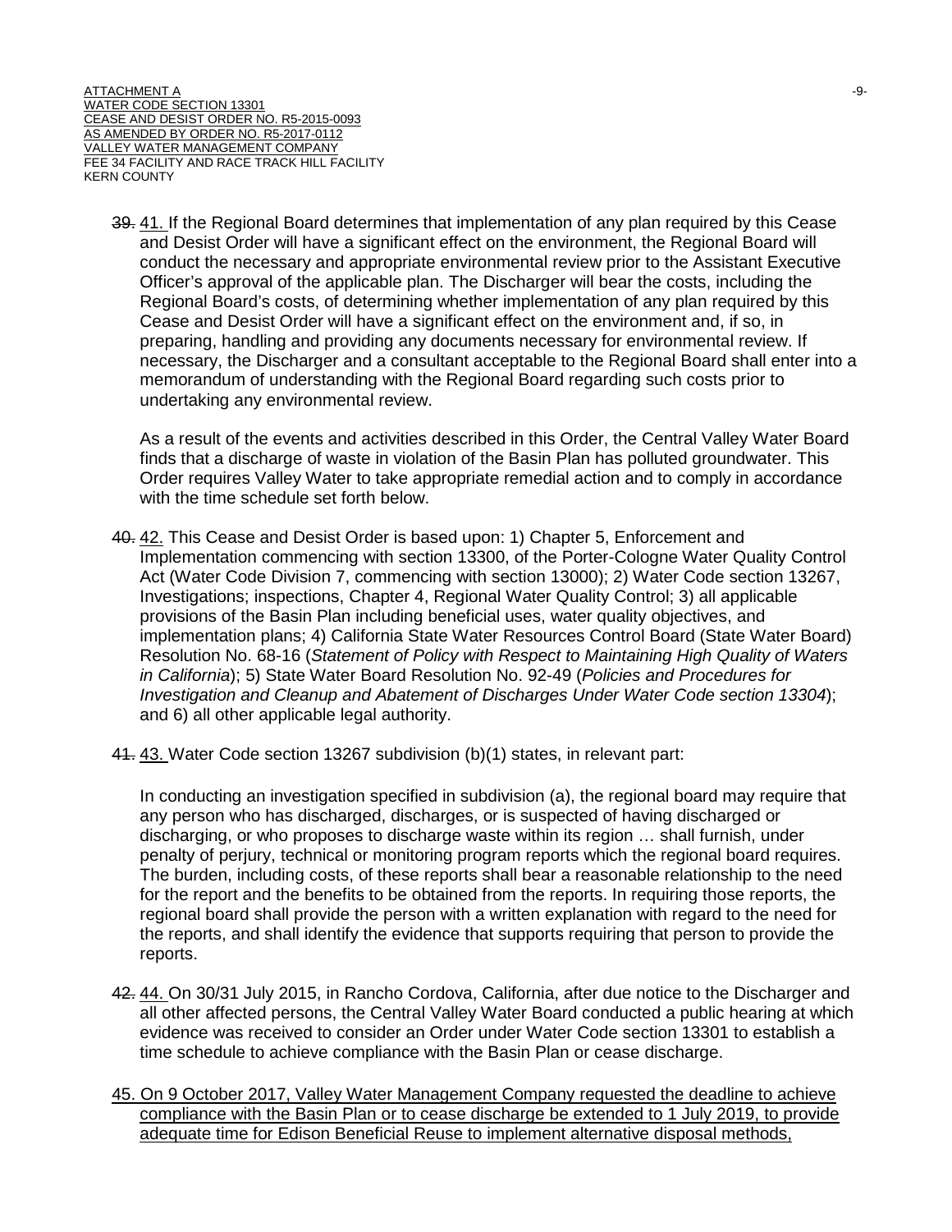~~39.~~ 41. If the Regional Board determines that implementation of any plan required by this Cease and Desist Order will have a significant effect on the environment, the Regional Board will conduct the necessary and appropriate environmental review prior to the Assistant Executive Officer's approval of the applicable plan. The Discharger will bear the costs, including the Regional Board's costs, of determining whether implementation of any plan required by this Cease and Desist Order will have a significant effect on the environment and, if so, in preparing, handling and providing any documents necessary for environmental review. If necessary, the Discharger and a consultant acceptable to the Regional Board shall enter into a memorandum of understanding with the Regional Board regarding such costs prior to undertaking any environmental review.

As a result of the events and activities described in this Order, the Central Valley Water Board finds that a discharge of waste in violation of the Basin Plan has polluted groundwater. This Order requires Valley Water to take appropriate remedial action and to comply in accordance with the time schedule set forth below.

~~40.~~ 42. This Cease and Desist Order is based upon: 1) Chapter 5, Enforcement and Implementation commencing with section 13300, of the Porter-Cologne Water Quality Control Act (Water Code Division 7, commencing with section 13000); 2) Water Code section 13267, Investigations; inspections, Chapter 4, Regional Water Quality Control; 3) all applicable provisions of the Basin Plan including beneficial uses, water quality objectives, and implementation plans; 4) California State Water Resources Control Board (State Water Board) Resolution No. 68-16 (*Statement of Policy with Respect to Maintaining High Quality of Waters in California*); 5) State Water Board Resolution No. 92-49 (*Policies and Procedures for Investigation and Cleanup and Abatement of Discharges Under Water Code section 13304*); and 6) all other applicable legal authority.

~~41.~~ 43. Water Code section 13267 subdivision (b)(1) states, in relevant part:

In conducting an investigation specified in subdivision (a), the regional board may require that any person who has discharged, discharges, or is suspected of having discharged or discharging, or who proposes to discharge waste within its region … shall furnish, under penalty of perjury, technical or monitoring program reports which the regional board requires. The burden, including costs, of these reports shall bear a reasonable relationship to the need for the report and the benefits to be obtained from the reports. In requiring those reports, the regional board shall provide the person with a written explanation with regard to the need for the reports, and shall identify the evidence that supports requiring that person to provide the reports.

~~42.~~ 44. On 30/31 July 2015, in Rancho Cordova, California, after due notice to the Discharger and all other affected persons, the Central Valley Water Board conducted a public hearing at which evidence was received to consider an Order under Water Code section 13301 to establish a time schedule to achieve compliance with the Basin Plan or cease discharge.

<u>45. On 9 October 2017, Valley Water Management Company requested the deadline to achieve compliance with the Basin Plan or to cease discharge be extended to 1 July 2019, to provide adequate time for Edison Beneficial Reuse to implement alternative disposal methods,</u>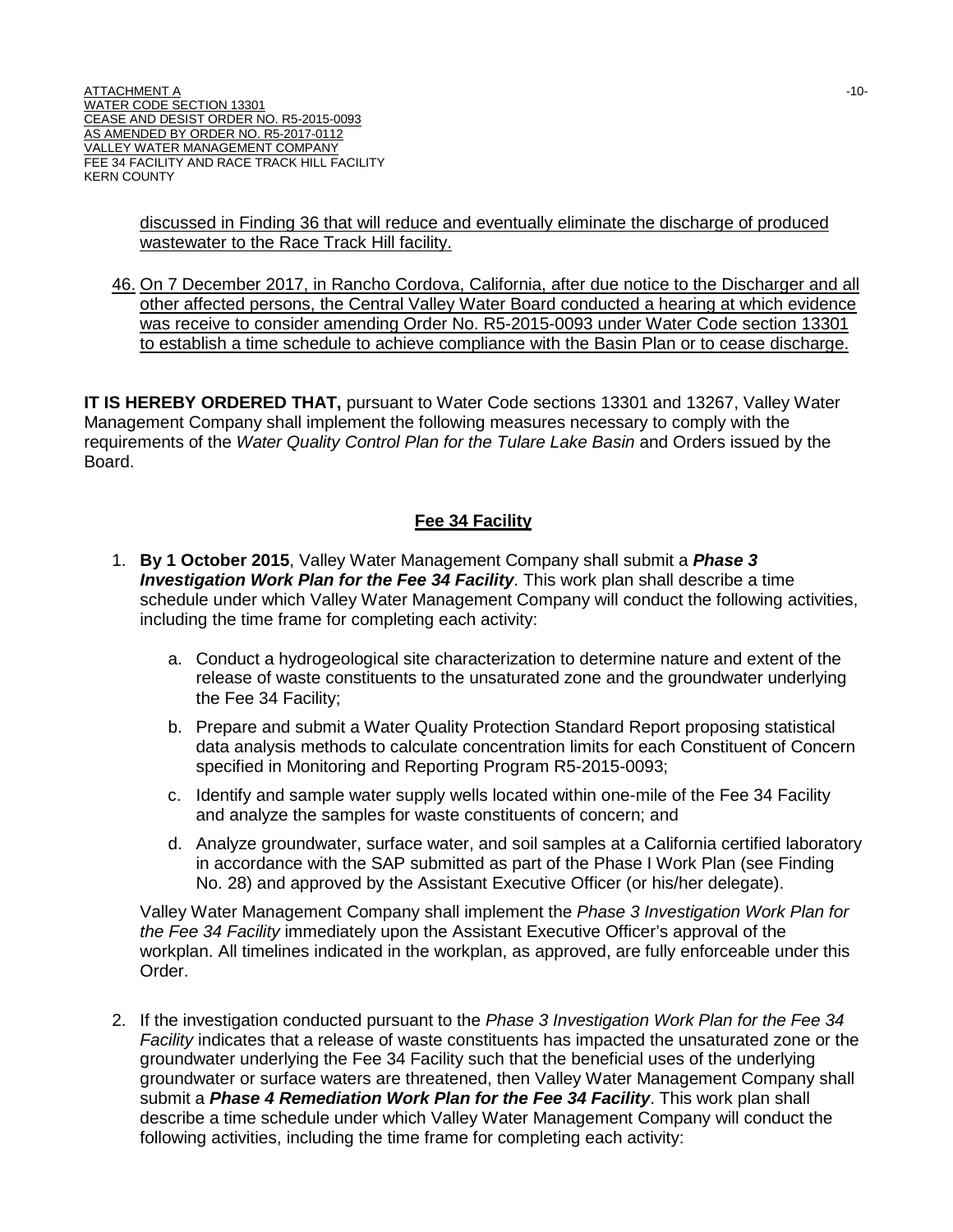discussed in Finding 36 that will reduce and eventually eliminate the discharge of produced wastewater to the Race Track Hill facility.

46. On 7 December 2017, in Rancho Cordova, California, after due notice to the Discharger and all other affected persons, the Central Valley Water Board conducted a hearing at which evidence was receive to consider amending Order No. R5-2015-0093 under Water Code section 13301 to establish a time schedule to achieve compliance with the Basin Plan or to cease discharge.

**IT IS HEREBY ORDERED THAT,** pursuant to Water Code sections 13301 and 13267, Valley Water Management Company shall implement the following measures necessary to comply with the requirements of the *Water Quality Control Plan for the Tulare Lake Basin* and Orders issued by the Board.

## Fee 34 Facility

1. **By 1 October 2015**, Valley Water Management Company shall submit a ***Phase 3 Investigation Work Plan for the Fee 34 Facility***. This work plan shall describe a time schedule under which Valley Water Management Company will conduct the following activities, including the time frame for completing each activity:

   a. Conduct a hydrogeological site characterization to determine nature and extent of the release of waste constituents to the unsaturated zone and the groundwater underlying the Fee 34 Facility;

   b. Prepare and submit a Water Quality Protection Standard Report proposing statistical data analysis methods to calculate concentration limits for each Constituent of Concern specified in Monitoring and Reporting Program R5-2015-0093;

   c. Identify and sample water supply wells located within one-mile of the Fee 34 Facility and analyze the samples for waste constituents of concern; and

   d. Analyze groundwater, surface water, and soil samples at a California certified laboratory in accordance with the SAP submitted as part of the Phase I Work Plan (see Finding No. 28) and approved by the Assistant Executive Officer (or his/her delegate).

   Valley Water Management Company shall implement the *Phase 3 Investigation Work Plan for the Fee 34 Facility* immediately upon the Assistant Executive Officer's approval of the workplan. All timelines indicated in the workplan, as approved, are fully enforceable under this Order.

2. If the investigation conducted pursuant to the *Phase 3 Investigation Work Plan for the Fee 34 Facility* indicates that a release of waste constituents has impacted the unsaturated zone or the groundwater underlying the Fee 34 Facility such that the beneficial uses of the underlying groundwater or surface waters are threatened, then Valley Water Management Company shall submit a ***Phase 4 Remediation Work Plan for the Fee 34 Facility***. This work plan shall describe a time schedule under which Valley Water Management Company will conduct the following activities, including the time frame for completing each activity: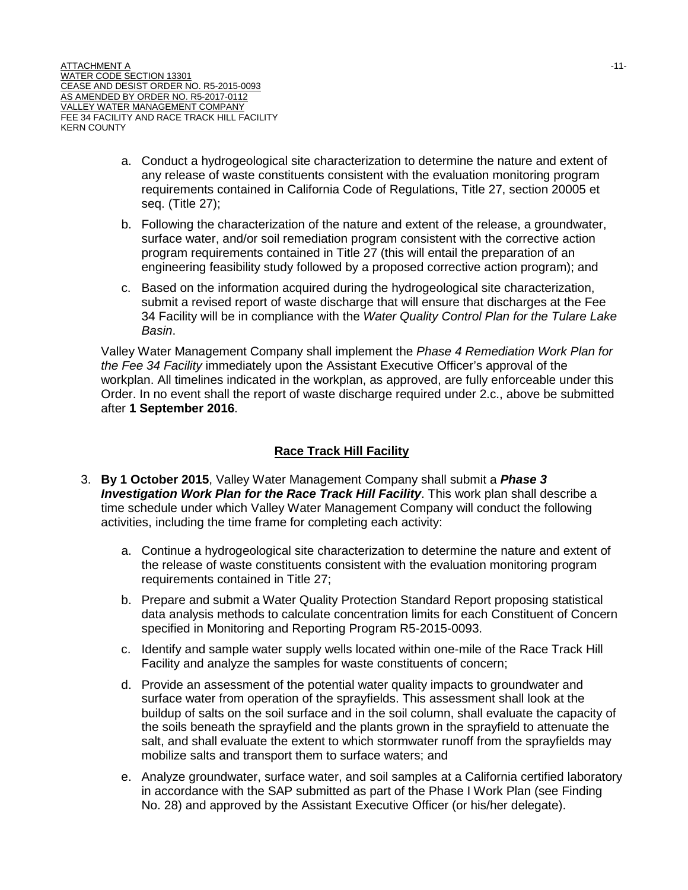a. Conduct a hydrogeological site characterization to determine the nature and extent of any release of waste constituents consistent with the evaluation monitoring program requirements contained in California Code of Regulations, Title 27, section 20005 et seq. (Title 27);

b. Following the characterization of the nature and extent of the release, a groundwater, surface water, and/or soil remediation program consistent with the corrective action program requirements contained in Title 27 (this will entail the preparation of an engineering feasibility study followed by a proposed corrective action program); and

c. Based on the information acquired during the hydrogeological site characterization, submit a revised report of waste discharge that will ensure that discharges at the Fee 34 Facility will be in compliance with the *Water Quality Control Plan for the Tulare Lake Basin*.

Valley Water Management Company shall implement the *Phase 4 Remediation Work Plan for the Fee 34 Facility* immediately upon the Assistant Executive Officer's approval of the workplan. All timelines indicated in the workplan, as approved, are fully enforceable under this Order. In no event shall the report of waste discharge required under 2.c., above be submitted after **1 September 2016**.

## Race Track Hill Facility

3. **By 1 October 2015**, Valley Water Management Company shall submit a ***Phase 3 Investigation Work Plan for the Race Track Hill Facility***. This work plan shall describe a time schedule under which Valley Water Management Company will conduct the following activities, including the time frame for completing each activity:

   a. Continue a hydrogeological site characterization to determine the nature and extent of the release of waste constituents consistent with the evaluation monitoring program requirements contained in Title 27;

   b. Prepare and submit a Water Quality Protection Standard Report proposing statistical data analysis methods to calculate concentration limits for each Constituent of Concern specified in Monitoring and Reporting Program R5-2015-0093.

   c. Identify and sample water supply wells located within one-mile of the Race Track Hill Facility and analyze the samples for waste constituents of concern;

   d. Provide an assessment of the potential water quality impacts to groundwater and surface water from operation of the sprayfields. This assessment shall look at the buildup of salts on the soil surface and in the soil column, shall evaluate the capacity of the soils beneath the sprayfield and the plants grown in the sprayfield to attenuate the salt, and shall evaluate the extent to which stormwater runoff from the sprayfields may mobilize salts and transport them to surface waters; and

   e. Analyze groundwater, surface water, and soil samples at a California certified laboratory in accordance with the SAP submitted as part of the Phase I Work Plan (see Finding No. 28) and approved by the Assistant Executive Officer (or his/her delegate).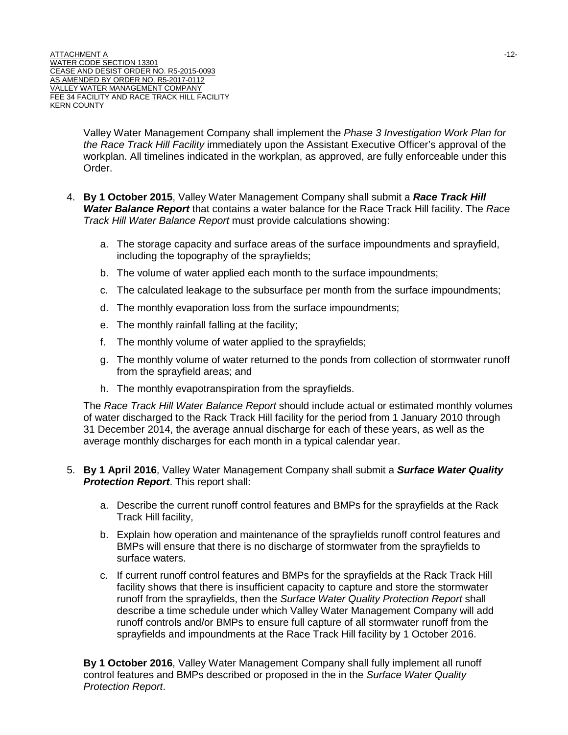Valley Water Management Company shall implement the *Phase 3 Investigation Work Plan for the Race Track Hill Facility* immediately upon the Assistant Executive Officer's approval of the workplan. All timelines indicated in the workplan, as approved, are fully enforceable under this Order.

4. **By 1 October 2015**, Valley Water Management Company shall submit a ***Race Track Hill Water Balance Report*** that contains a water balance for the Race Track Hill facility. The *Race Track Hill Water Balance Report* must provide calculations showing:

   a. The storage capacity and surface areas of the surface impoundments and sprayfield, including the topography of the sprayfields;

   b. The volume of water applied each month to the surface impoundments;

   c. The calculated leakage to the subsurface per month from the surface impoundments;

   d. The monthly evaporation loss from the surface impoundments;

   e. The monthly rainfall falling at the facility;

   f. The monthly volume of water applied to the sprayfields;

   g. The monthly volume of water returned to the ponds from collection of stormwater runoff from the sprayfield areas; and

   h. The monthly evapotranspiration from the sprayfields.

   The *Race Track Hill Water Balance Report* should include actual or estimated monthly volumes of water discharged to the Rack Track Hill facility for the period from 1 January 2010 through 31 December 2014, the average annual discharge for each of these years, as well as the average monthly discharges for each month in a typical calendar year.

5. **By 1 April 2016**, Valley Water Management Company shall submit a ***Surface Water Quality Protection Report***. This report shall:

   a. Describe the current runoff control features and BMPs for the sprayfields at the Rack Track Hill facility,

   b. Explain how operation and maintenance of the sprayfields runoff control features and BMPs will ensure that there is no discharge of stormwater from the sprayfields to surface waters.

   c. If current runoff control features and BMPs for the sprayfields at the Rack Track Hill facility shows that there is insufficient capacity to capture and store the stormwater runoff from the sprayfields, then the *Surface Water Quality Protection Report* shall describe a time schedule under which Valley Water Management Company will add runoff controls and/or BMPs to ensure full capture of all stormwater runoff from the sprayfields and impoundments at the Race Track Hill facility by 1 October 2016.

   **By 1 October 2016**, Valley Water Management Company shall fully implement all runoff control features and BMPs described or proposed in the in the *Surface Water Quality Protection Report*.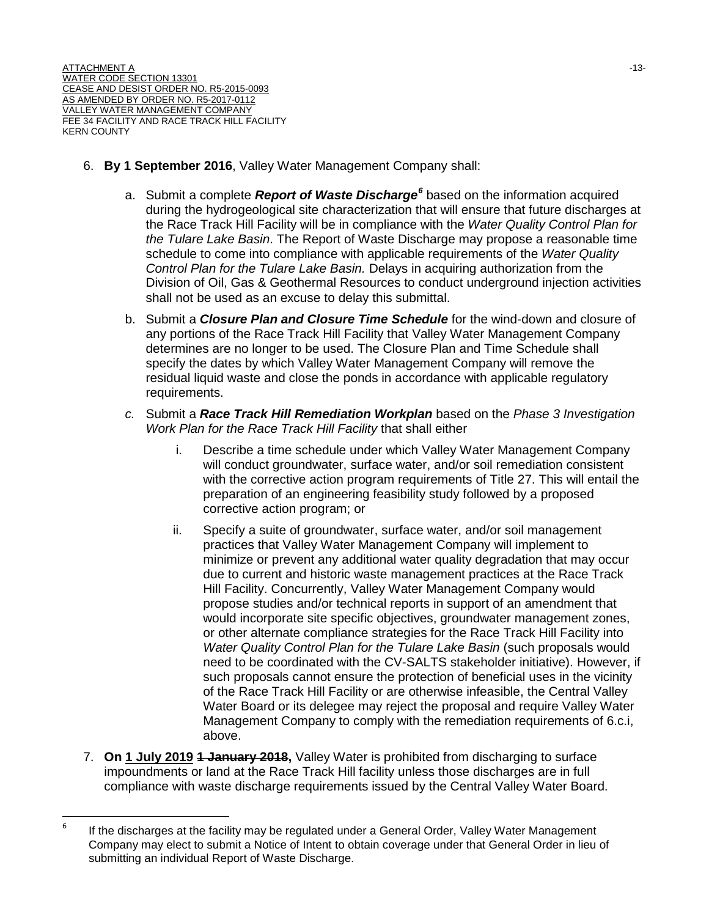6. **By 1 September 2016**, Valley Water Management Company shall:

   a. Submit a complete ***Report of Waste Discharge***[6] based on the information acquired during the hydrogeological site characterization that will ensure that future discharges at the Race Track Hill Facility will be in compliance with the *Water Quality Control Plan for the Tulare Lake Basin*. The Report of Waste Discharge may propose a reasonable time schedule to come into compliance with applicable requirements of the *Water Quality Control Plan for the Tulare Lake Basin.* Delays in acquiring authorization from the Division of Oil, Gas & Geothermal Resources to conduct underground injection activities shall not be used as an excuse to delay this submittal.

   b. Submit a ***Closure Plan and Closure Time Schedule*** for the wind-down and closure of any portions of the Race Track Hill Facility that Valley Water Management Company determines are no longer to be used. The Closure Plan and Time Schedule shall specify the dates by which Valley Water Management Company will remove the residual liquid waste and close the ponds in accordance with applicable regulatory requirements.

   *c.* Submit a ***Race Track Hill Remediation Workplan*** based on the *Phase 3 Investigation Work Plan for the Race Track Hill Facility* that shall either

      i. Describe a time schedule under which Valley Water Management Company will conduct groundwater, surface water, and/or soil remediation consistent with the corrective action program requirements of Title 27. This will entail the preparation of an engineering feasibility study followed by a proposed corrective action program; or

      ii. Specify a suite of groundwater, surface water, and/or soil management practices that Valley Water Management Company will implement to minimize or prevent any additional water quality degradation that may occur due to current and historic waste management practices at the Race Track Hill Facility. Concurrently, Valley Water Management Company would propose studies and/or technical reports in support of an amendment that would incorporate site specific objectives, groundwater management zones, or other alternate compliance strategies for the Race Track Hill Facility into *Water Quality Control Plan for the Tulare Lake Basin* (such proposals would need to be coordinated with the CV-SALTS stakeholder initiative). However, if such proposals cannot ensure the protection of beneficial uses in the vicinity of the Race Track Hill Facility or are otherwise infeasible, the Central Valley Water Board or its delegee may reject the proposal and require Valley Water Management Company to comply with the remediation requirements of 6.c.i, above.

7. **On 1 July 2019 ~~1 January 2018~~,** Valley Water is prohibited from discharging to surface impoundments or land at the Race Track Hill facility unless those discharges are in full compliance with waste discharge requirements issued by the Central Valley Water Board.

[6] If the discharges at the facility may be regulated under a General Order, Valley Water Management Company may elect to submit a Notice of Intent to obtain coverage under that General Order in lieu of submitting an individual Report of Waste Discharge.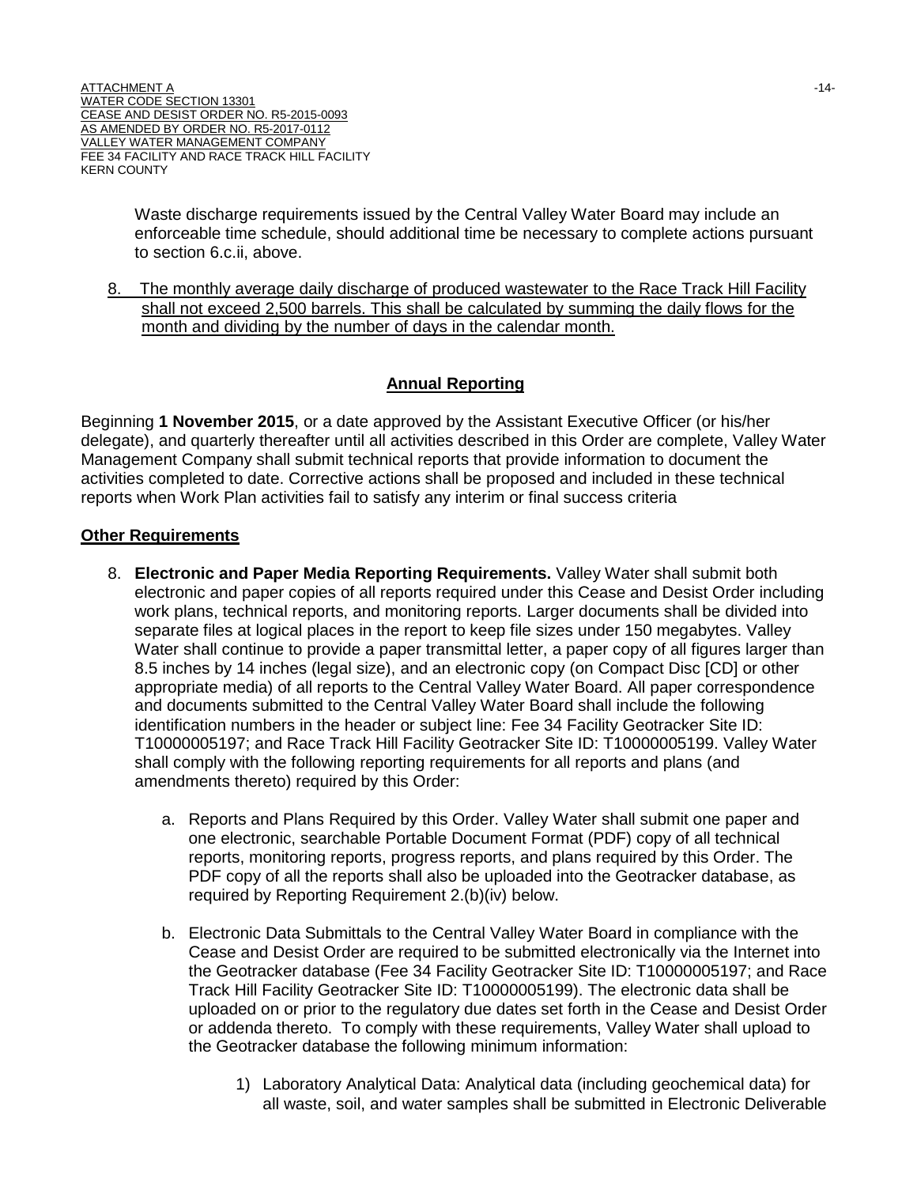Waste discharge requirements issued by the Central Valley Water Board may include an enforceable time schedule, should additional time be necessary to complete actions pursuant to section 6.c.ii, above.

8. The monthly average daily discharge of produced wastewater to the Race Track Hill Facility shall not exceed 2,500 barrels. This shall be calculated by summing the daily flows for the month and dividing by the number of days in the calendar month.

## Annual Reporting

Beginning **1 November 2015**, or a date approved by the Assistant Executive Officer (or his/her delegate), and quarterly thereafter until all activities described in this Order are complete, Valley Water Management Company shall submit technical reports that provide information to document the activities completed to date. Corrective actions shall be proposed and included in these technical reports when Work Plan activities fail to satisfy any interim or final success criteria

## Other Requirements

8. **Electronic and Paper Media Reporting Requirements.** Valley Water shall submit both electronic and paper copies of all reports required under this Cease and Desist Order including work plans, technical reports, and monitoring reports. Larger documents shall be divided into separate files at logical places in the report to keep file sizes under 150 megabytes. Valley Water shall continue to provide a paper transmittal letter, a paper copy of all figures larger than 8.5 inches by 14 inches (legal size), and an electronic copy (on Compact Disc [CD] or other appropriate media) of all reports to the Central Valley Water Board. All paper correspondence and documents submitted to the Central Valley Water Board shall include the following identification numbers in the header or subject line: Fee 34 Facility Geotracker Site ID: T10000005197; and Race Track Hill Facility Geotracker Site ID: T10000005199. Valley Water shall comply with the following reporting requirements for all reports and plans (and amendments thereto) required by this Order:

   a. Reports and Plans Required by this Order. Valley Water shall submit one paper and one electronic, searchable Portable Document Format (PDF) copy of all technical reports, monitoring reports, progress reports, and plans required by this Order. The PDF copy of all the reports shall also be uploaded into the Geotracker database, as required by Reporting Requirement 2.(b)(iv) below.

   b. Electronic Data Submittals to the Central Valley Water Board in compliance with the Cease and Desist Order are required to be submitted electronically via the Internet into the Geotracker database (Fee 34 Facility Geotracker Site ID: T10000005197; and Race Track Hill Facility Geotracker Site ID: T10000005199). The electronic data shall be uploaded on or prior to the regulatory due dates set forth in the Cease and Desist Order or addenda thereto. To comply with these requirements, Valley Water shall upload to the Geotracker database the following minimum information:

      1) Laboratory Analytical Data: Analytical data (including geochemical data) for all waste, soil, and water samples shall be submitted in Electronic Deliverable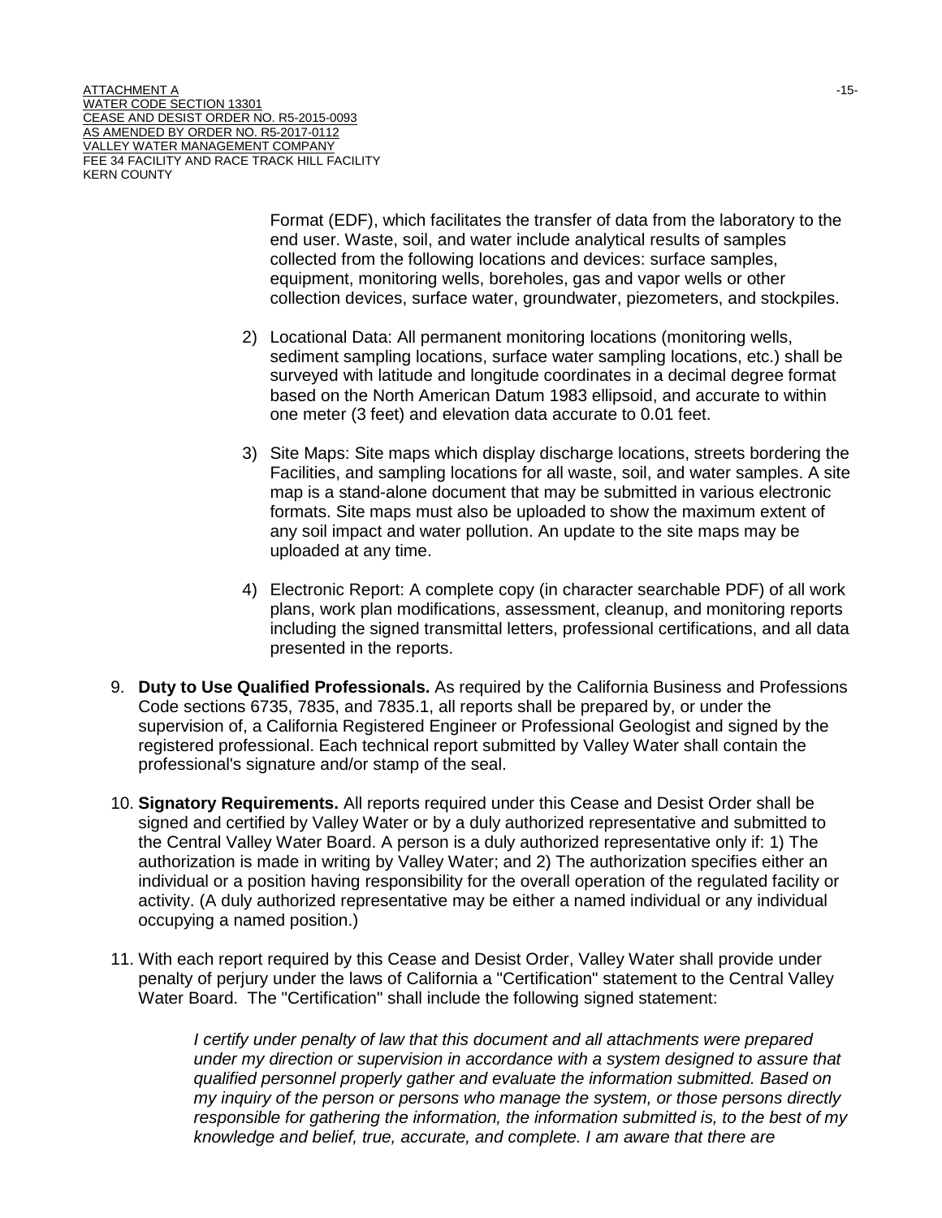Format (EDF), which facilitates the transfer of data from the laboratory to the end user. Waste, soil, and water include analytical results of samples collected from the following locations and devices: surface samples, equipment, monitoring wells, boreholes, gas and vapor wells or other collection devices, surface water, groundwater, piezometers, and stockpiles.

2) Locational Data: All permanent monitoring locations (monitoring wells, sediment sampling locations, surface water sampling locations, etc.) shall be surveyed with latitude and longitude coordinates in a decimal degree format based on the North American Datum 1983 ellipsoid, and accurate to within one meter (3 feet) and elevation data accurate to 0.01 feet.

3) Site Maps: Site maps which display discharge locations, streets bordering the Facilities, and sampling locations for all waste, soil, and water samples. A site map is a stand-alone document that may be submitted in various electronic formats. Site maps must also be uploaded to show the maximum extent of any soil impact and water pollution. An update to the site maps may be uploaded at any time.

4) Electronic Report: A complete copy (in character searchable PDF) of all work plans, work plan modifications, assessment, cleanup, and monitoring reports including the signed transmittal letters, professional certifications, and all data presented in the reports.

9. **Duty to Use Qualified Professionals.** As required by the California Business and Professions Code sections 6735, 7835, and 7835.1, all reports shall be prepared by, or under the supervision of, a California Registered Engineer or Professional Geologist and signed by the registered professional. Each technical report submitted by Valley Water shall contain the professional's signature and/or stamp of the seal.

10. **Signatory Requirements.** All reports required under this Cease and Desist Order shall be signed and certified by Valley Water or by a duly authorized representative and submitted to the Central Valley Water Board. A person is a duly authorized representative only if: 1) The authorization is made in writing by Valley Water; and 2) The authorization specifies either an individual or a position having responsibility for the overall operation of the regulated facility or activity. (A duly authorized representative may be either a named individual or any individual occupying a named position.)

11. With each report required by this Cease and Desist Order, Valley Water shall provide under penalty of perjury under the laws of California a "Certification" statement to the Central Valley Water Board. The "Certification" shall include the following signed statement:

*I certify under penalty of law that this document and all attachments were prepared under my direction or supervision in accordance with a system designed to assure that qualified personnel properly gather and evaluate the information submitted. Based on my inquiry of the person or persons who manage the system, or those persons directly responsible for gathering the information, the information submitted is, to the best of my knowledge and belief, true, accurate, and complete. I am aware that there are*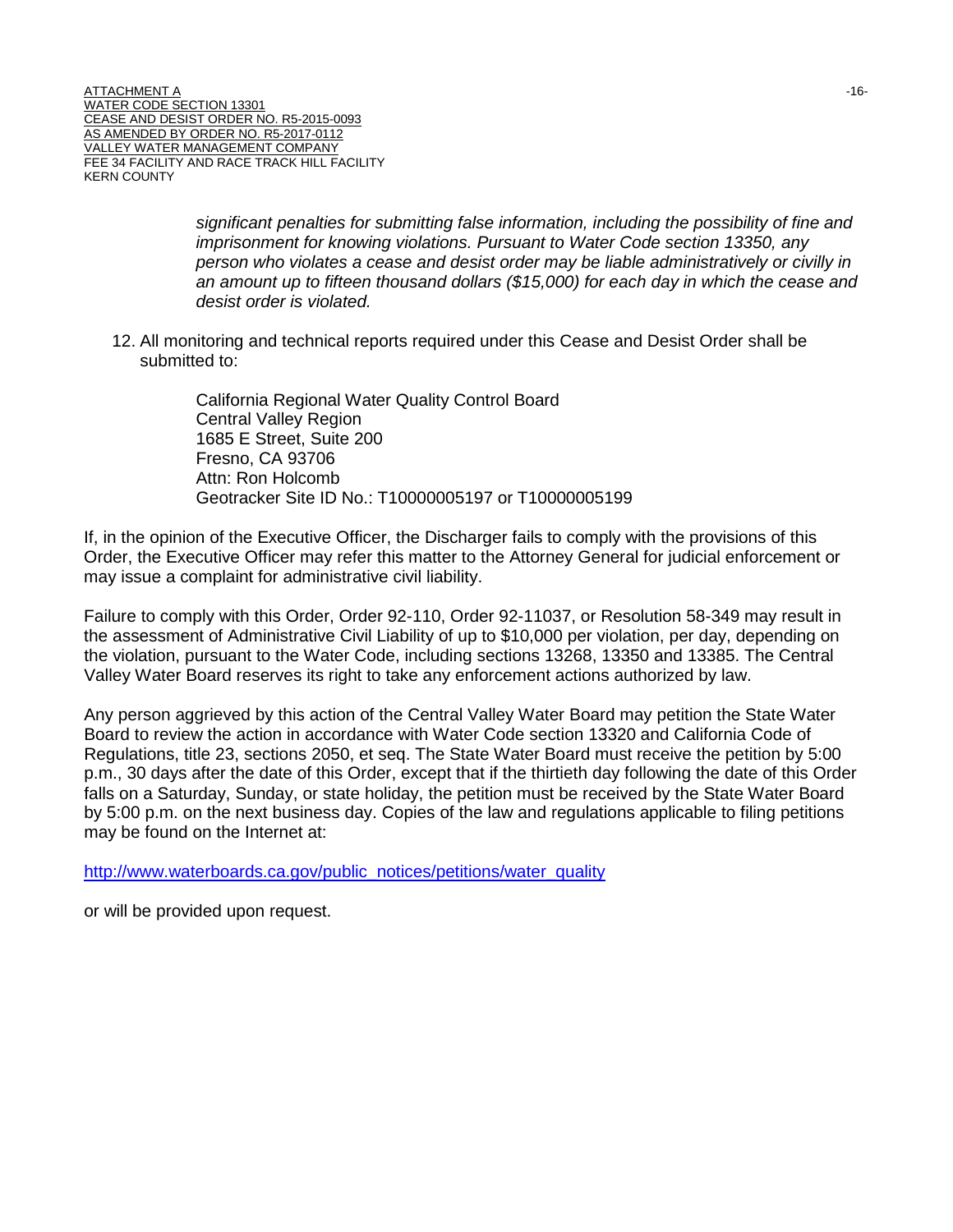*significant penalties for submitting false information, including the possibility of fine and imprisonment for knowing violations. Pursuant to Water Code section 13350, any person who violates a cease and desist order may be liable administratively or civilly in an amount up to fifteen thousand dollars ($15,000) for each day in which the cease and desist order is violated.*

12. All monitoring and technical reports required under this Cease and Desist Order shall be submitted to:

    California Regional Water Quality Control Board
    Central Valley Region
    1685 E Street, Suite 200
    Fresno, CA 93706
    Attn: Ron Holcomb
    Geotracker Site ID No.: T10000005197 or T10000005199

If, in the opinion of the Executive Officer, the Discharger fails to comply with the provisions of this Order, the Executive Officer may refer this matter to the Attorney General for judicial enforcement or may issue a complaint for administrative civil liability.

Failure to comply with this Order, Order 92-110, Order 92-11037, or Resolution 58-349 may result in the assessment of Administrative Civil Liability of up to $10,000 per violation, per day, depending on the violation, pursuant to the Water Code, including sections 13268, 13350 and 13385. The Central Valley Water Board reserves its right to take any enforcement actions authorized by law.

Any person aggrieved by this action of the Central Valley Water Board may petition the State Water Board to review the action in accordance with Water Code section 13320 and California Code of Regulations, title 23, sections 2050, et seq. The State Water Board must receive the petition by 5:00 p.m., 30 days after the date of this Order, except that if the thirtieth day following the date of this Order falls on a Saturday, Sunday, or state holiday, the petition must be received by the State Water Board by 5:00 p.m. on the next business day. Copies of the law and regulations applicable to filing petitions may be found on the Internet at:

http://www.waterboards.ca.gov/public_notices/petitions/water_quality

or will be provided upon request.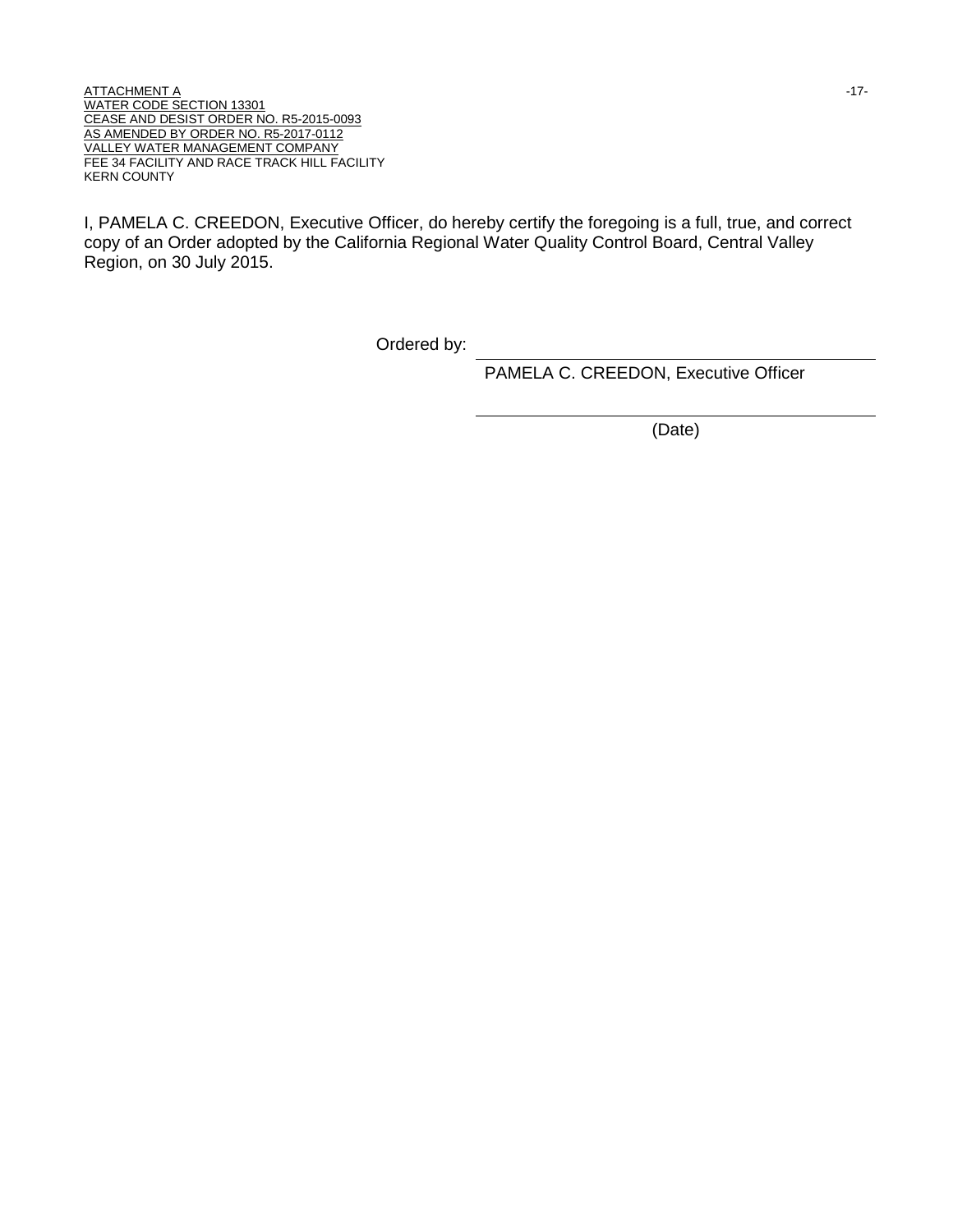I, PAMELA C. CREEDON, Executive Officer, do hereby certify the foregoing is a full, true, and correct copy of an Order adopted by the California Regional Water Quality Control Board, Central Valley Region, on 30 July 2015.

Ordered by: \_\_\_\_\_\_\_\_\_\_\_\_\_\_\_\_\_\_\_\_\_\_\_\_\_\_\_\_\_\_\_\_

PAMELA C. CREEDON, Executive Officer

\_\_\_\_\_\_\_\_\_\_\_\_\_\_\_\_\_\_\_\_\_\_\_\_\_\_\_\_\_\_\_\_

(Date)